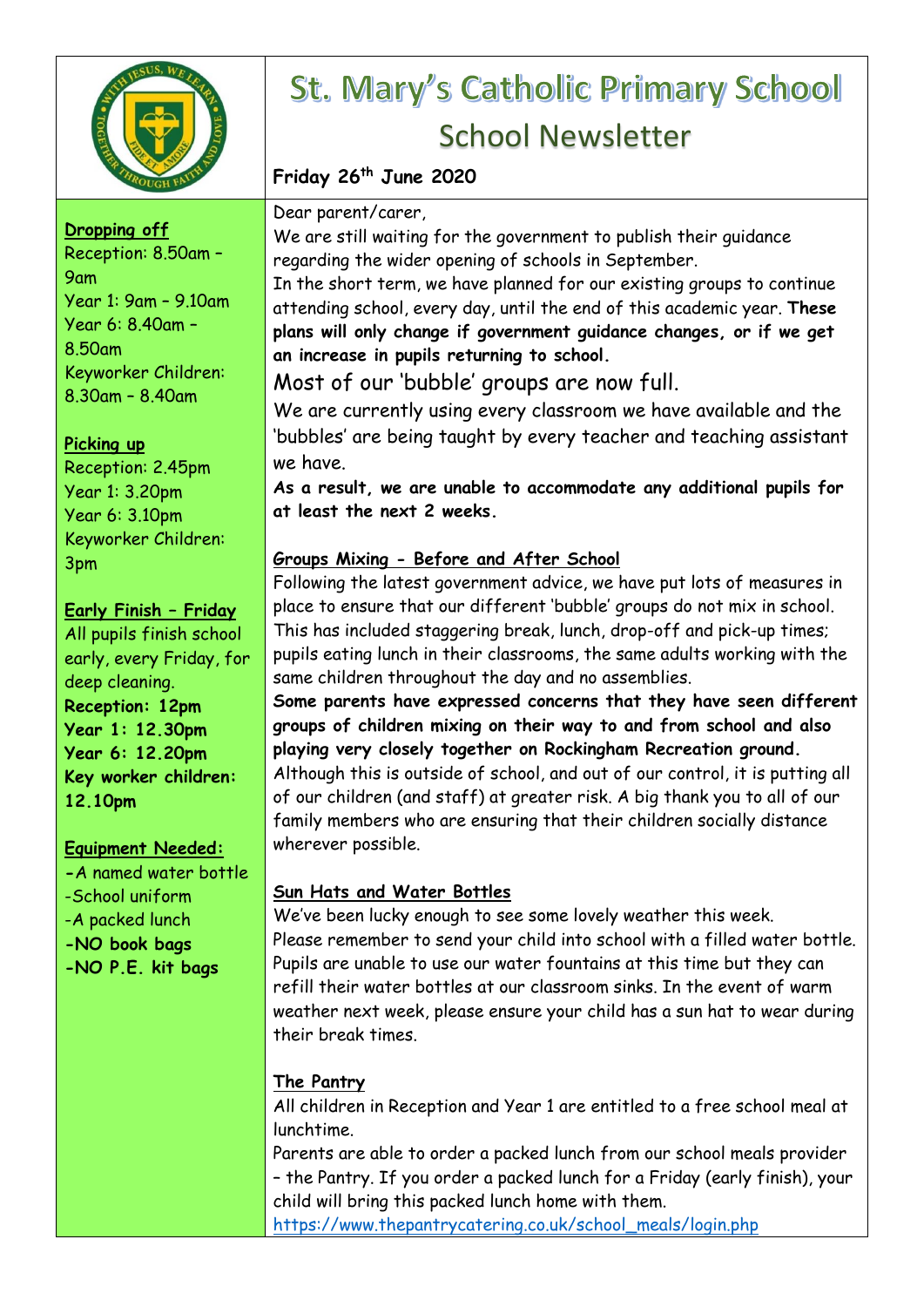# St. Mary's Catholic Primary School

## School Newsletter

**Friday 26th June 2020**

**Dropping off**

Reception: 8.50am – 9am
Year 1: 9am – 9.10am
Year 6: 8.40am – 8.50am
Keyworker Children: 8.30am – 8.40am

**Picking up**

Reception: 2.45pm
Year 1: 3.20pm
Year 6: 3.10pm
Keyworker Children: 3pm

**Early Finish – Friday**

All pupils finish school early, every Friday, for deep cleaning.

**Reception: 12pm**
**Year 1: 12.30pm**
**Year 6: 12.20pm**
**Key worker children: 12.10pm**

**Equipment Needed:**

- A named water bottle
- School uniform
- A packed lunch
- **NO book bags**
- **NO P.E. kit bags**

Dear parent/carer,

We are still waiting for the government to publish their guidance regarding the wider opening of schools in September.

In the short term, we have planned for our existing groups to continue attending school, every day, until the end of this academic year. **These plans will only change if government guidance changes, or if we get an increase in pupils returning to school.**

Most of our 'bubble' groups are now full.

We are currently using every classroom we have available and the 'bubbles' are being taught by every teacher and teaching assistant we have.

**As a result, we are unable to accommodate any additional pupils for at least the next 2 weeks.**

**Groups Mixing - Before and After School**

Following the latest government advice, we have put lots of measures in place to ensure that our different 'bubble' groups do not mix in school. This has included staggering break, lunch, drop-off and pick-up times; pupils eating lunch in their classrooms, the same adults working with the same children throughout the day and no assemblies.

**Some parents have expressed concerns that they have seen different groups of children mixing on their way to and from school and also playing very closely together on Rockingham Recreation ground.**

Although this is outside of school, and out of our control, it is putting all of our children (and staff) at greater risk. A big thank you to all of our family members who are ensuring that their children socially distance wherever possible.

**Sun Hats and Water Bottles**

We've been lucky enough to see some lovely weather this week.

Please remember to send your child into school with a filled water bottle. Pupils are unable to use our water fountains at this time but they can refill their water bottles at our classroom sinks. In the event of warm weather next week, please ensure your child has a sun hat to wear during their break times.

**The Pantry**

All children in Reception and Year 1 are entitled to a free school meal at lunchtime.

Parents are able to order a packed lunch from our school meals provider – the Pantry. If you order a packed lunch for a Friday (early finish), your child will bring this packed lunch home with them.

https://www.thepantrycatering.co.uk/school_meals/login.php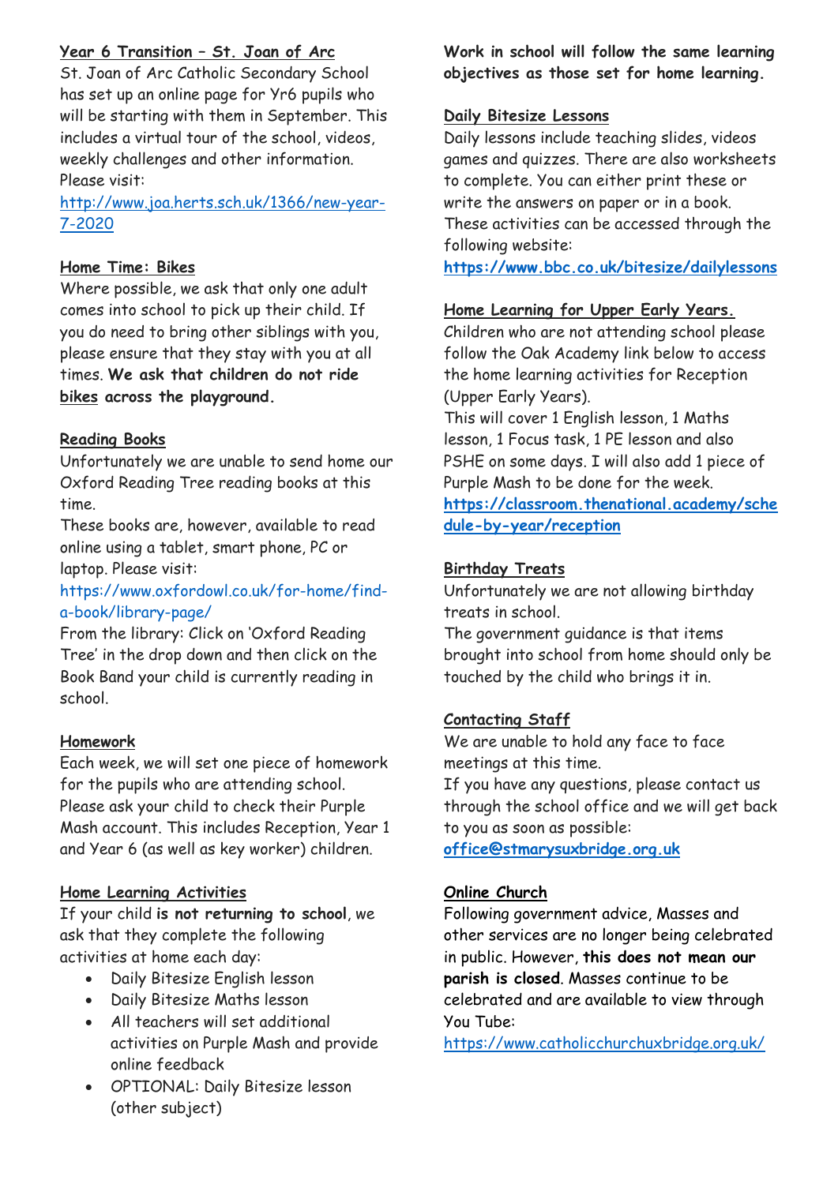## Year 6 Transition – St. Joan of Arc

St. Joan of Arc Catholic Secondary School has set up an online page for Yr6 pupils who will be starting with them in September. This includes a virtual tour of the school, videos, weekly challenges and other information. Please visit:
http://www.joa.herts.sch.uk/1366/new-year-7-2020

## Home Time: Bikes

Where possible, we ask that only one adult comes into school to pick up their child. If you do need to bring other siblings with you, please ensure that they stay with you at all times. **We ask that children do not ride bikes across the playground.**

## Reading Books

Unfortunately we are unable to send home our Oxford Reading Tree reading books at this time.

These books are, however, available to read online using a tablet, smart phone, PC or laptop. Please visit:
https://www.oxfordowl.co.uk/for-home/find-a-book/library-page/

From the library: Click on 'Oxford Reading Tree' in the drop down and then click on the Book Band your child is currently reading in school.

## Homework

Each week, we will set one piece of homework for the pupils who are attending school. Please ask your child to check their Purple Mash account. This includes Reception, Year 1 and Year 6 (as well as key worker) children.

## Home Learning Activities

If your child **is not returning to school**, we ask that they complete the following activities at home each day:

- Daily Bitesize English lesson
- Daily Bitesize Maths lesson
- All teachers will set additional activities on Purple Mash and provide online feedback
- OPTIONAL: Daily Bitesize lesson (other subject)

**Work in school will follow the same learning objectives as those set for home learning.**

## Daily Bitesize Lessons

Daily lessons include teaching slides, videos games and quizzes. There are also worksheets to complete. You can either print these or write the answers on paper or in a book.

These activities can be accessed through the following website:
**https://www.bbc.co.uk/bitesize/dailylessons**

## Home Learning for Upper Early Years.

Children who are not attending school please follow the Oak Academy link below to access the home learning activities for Reception (Upper Early Years).

This will cover 1 English lesson, 1 Maths lesson, 1 Focus task, 1 PE lesson and also PSHE on some days. I will also add 1 piece of Purple Mash to be done for the week.
**https://classroom.thenational.academy/schedule-by-year/reception**

## Birthday Treats

Unfortunately we are not allowing birthday treats in school.

The government guidance is that items brought into school from home should only be touched by the child who brings it in.

## Contacting Staff

We are unable to hold any face to face meetings at this time.

If you have any questions, please contact us through the school office and we will get back to you as soon as possible:
**office@stmarysuxbridge.org.uk**

## Online Church

Following government advice, Masses and other services are no longer being celebrated in public. However, **this does not mean our parish is closed**. Masses continue to be celebrated and are available to view through You Tube:
https://www.catholicchurchuxbridge.org.uk/